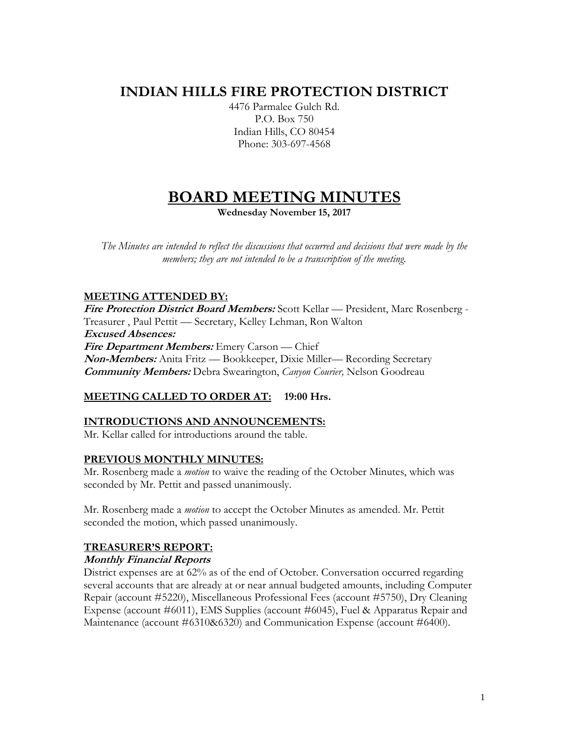# INDIAN HILLS FIRE PROTECTION DISTRICT

4476 Parmalee Gulch Rd.
P.O. Box 750
Indian Hills, CO 80454
Phone: 303-697-4568

# BOARD MEETING MINUTES

**Wednesday November 15, 2017**

*The Minutes are intended to reflect the discussions that occurred and decisions that were made by the members; they are not intended to be a transcription of the meeting.*

## MEETING ATTENDED BY:

***Fire Protection District Board Members:*** Scott Kellar — President, Marc Rosenberg - Treasurer , Paul Pettit — Secretary, Kelley Lehman, Ron Walton
***Excused Absences:***
***Fire Department Members:*** Emery Carson — Chief
***Non-Members:*** Anita Fritz — Bookkeeper, Dixie Miller— Recording Secretary
***Community Members:*** Debra Swearington, *Canyon Courier,* Nelson Goodreau

## MEETING CALLED TO ORDER AT: 19:00 Hrs.

## INTRODUCTIONS AND ANNOUNCEMENTS:

Mr. Kellar called for introductions around the table.

## PREVIOUS MONTHLY MINUTES:

Mr. Rosenberg made a *motion* to waive the reading of the October Minutes, which was seconded by Mr. Pettit and passed unanimously.

Mr. Rosenberg made a *motion* to accept the October Minutes as amended. Mr. Pettit seconded the motion, which passed unanimously.

## TREASURER'S REPORT:

### *Monthly Financial Reports*

District expenses are at 62% as of the end of October. Conversation occurred regarding several accounts that are already at or near annual budgeted amounts, including Computer Repair (account #5220), Miscellaneous Professional Fees (account #5750), Dry Cleaning Expense (account #6011), EMS Supplies (account #6045), Fuel & Apparatus Repair and Maintenance (account #6310&6320) and Communication Expense (account #6400).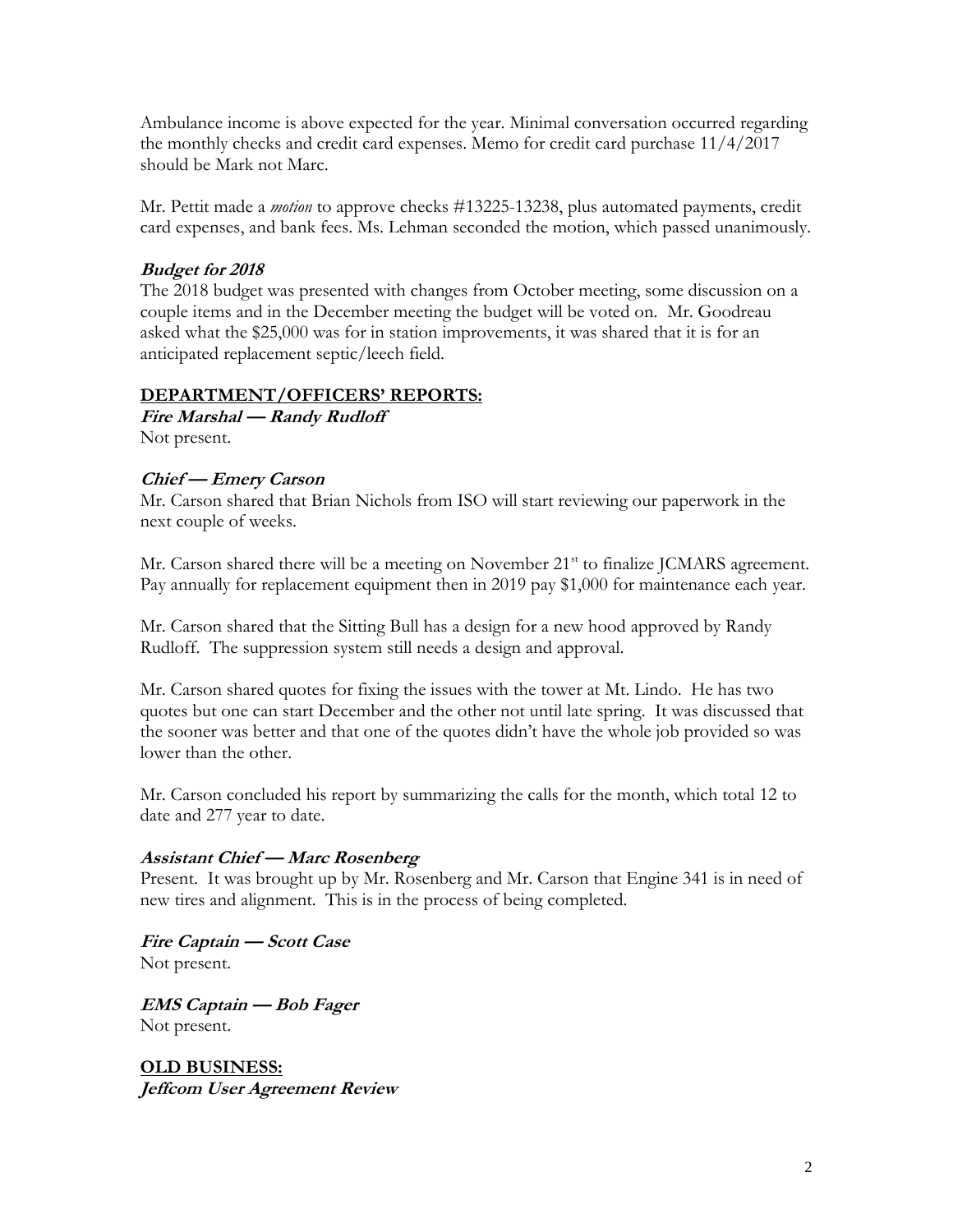Ambulance income is above expected for the year. Minimal conversation occurred regarding the monthly checks and credit card expenses. Memo for credit card purchase 11/4/2017 should be Mark not Marc.

Mr. Pettit made a *motion* to approve checks #13225-13238, plus automated payments, credit card expenses, and bank fees. Ms. Lehman seconded the motion, which passed unanimously.

### *Budget for 2018*

The 2018 budget was presented with changes from October meeting, some discussion on a couple items and in the December meeting the budget will be voted on. Mr. Goodreau asked what the $25,000 was for in station improvements, it was shared that it is for an anticipated replacement septic/leech field.

## DEPARTMENT/OFFICERS' REPORTS:

### *Fire Marshal — Randy Rudloff*

Not present.

### *Chief — Emery Carson*

Mr. Carson shared that Brian Nichols from ISO will start reviewing our paperwork in the next couple of weeks.

Mr. Carson shared there will be a meeting on November 21st to finalize JCMARS agreement. Pay annually for replacement equipment then in 2019 pay $1,000 for maintenance each year.

Mr. Carson shared that the Sitting Bull has a design for a new hood approved by Randy Rudloff. The suppression system still needs a design and approval.

Mr. Carson shared quotes for fixing the issues with the tower at Mt. Lindo. He has two quotes but one can start December and the other not until late spring. It was discussed that the sooner was better and that one of the quotes didn't have the whole job provided so was lower than the other.

Mr. Carson concluded his report by summarizing the calls for the month, which total 12 to date and 277 year to date.

### *Assistant Chief — Marc Rosenberg*

Present. It was brought up by Mr. Rosenberg and Mr. Carson that Engine 341 is in need of new tires and alignment. This is in the process of being completed.

### *Fire Captain — Scott Case*

Not present.

### *EMS Captain — Bob Fager*

Not present.

## OLD BUSINESS:

### *Jeffcom User Agreement Review*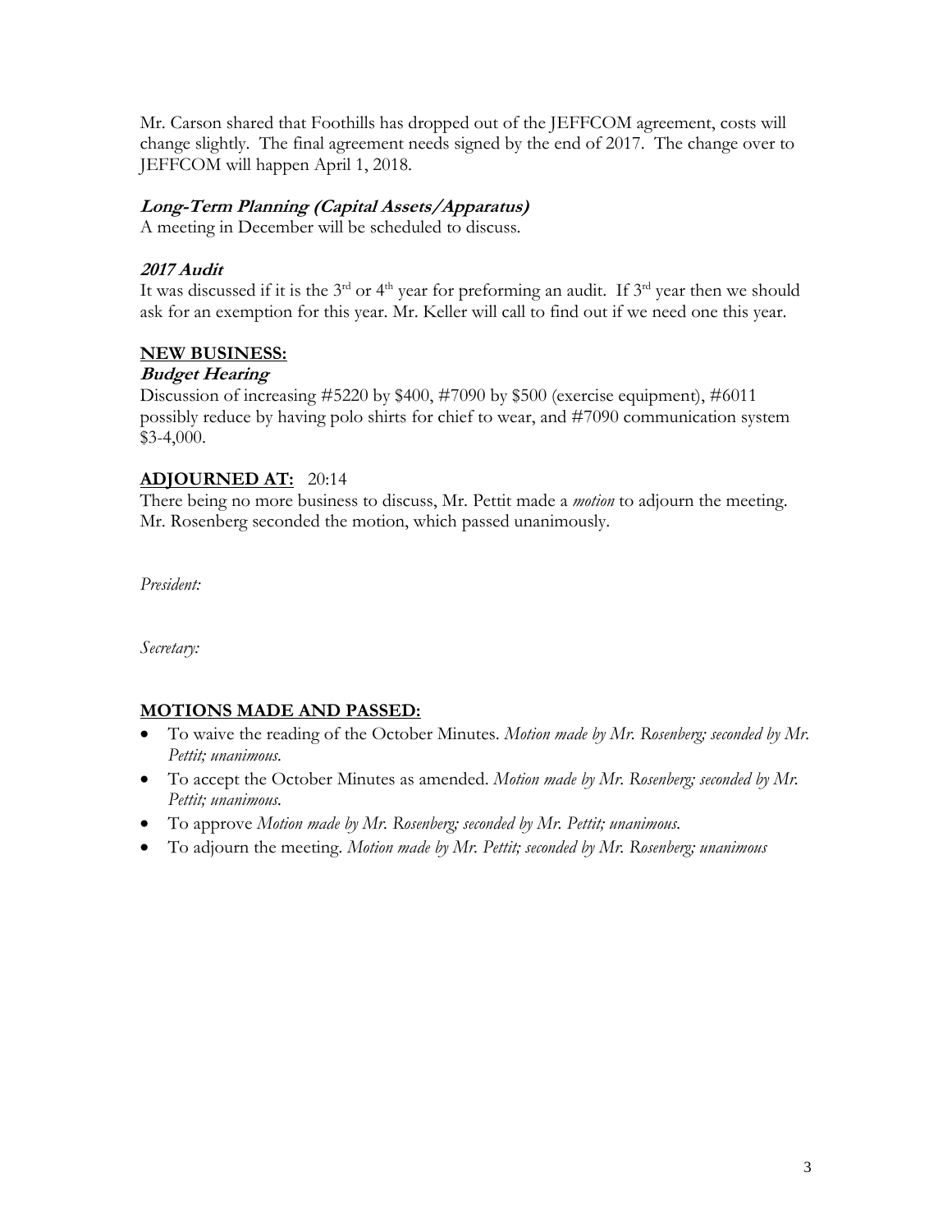Mr. Carson shared that Foothills has dropped out of the JEFFCOM agreement, costs will change slightly. The final agreement needs signed by the end of 2017. The change over to JEFFCOM will happen April 1, 2018.

### *Long-Term Planning (Capital Assets/Apparatus)*

A meeting in December will be scheduled to discuss.

### *2017 Audit*

It was discussed if it is the 3rd or 4th year for preforming an audit. If 3rd year then we should ask for an exemption for this year. Mr. Keller will call to find out if we need one this year.

## NEW BUSINESS:

### *Budget Hearing*

Discussion of increasing #5220 by $400, #7090 by $500 (exercise equipment), #6011 possibly reduce by having polo shirts for chief to wear, and #7090 communication system $3-4,000.

## ADJOURNED AT: 20:14

There being no more business to discuss, Mr. Pettit made a *motion* to adjourn the meeting. Mr. Rosenberg seconded the motion, which passed unanimously.

*President:*

*Secretary:*

## MOTIONS MADE AND PASSED:

- To waive the reading of the October Minutes. *Motion made by Mr. Rosenberg; seconded by Mr. Pettit; unanimous.*
- To accept the October Minutes as amended. *Motion made by Mr. Rosenberg; seconded by Mr. Pettit; unanimous.*
- To approve *Motion made by Mr. Rosenberg; seconded by Mr. Pettit; unanimous.*
- To adjourn the meeting. *Motion made by Mr. Pettit; seconded by Mr. Rosenberg; unanimous*